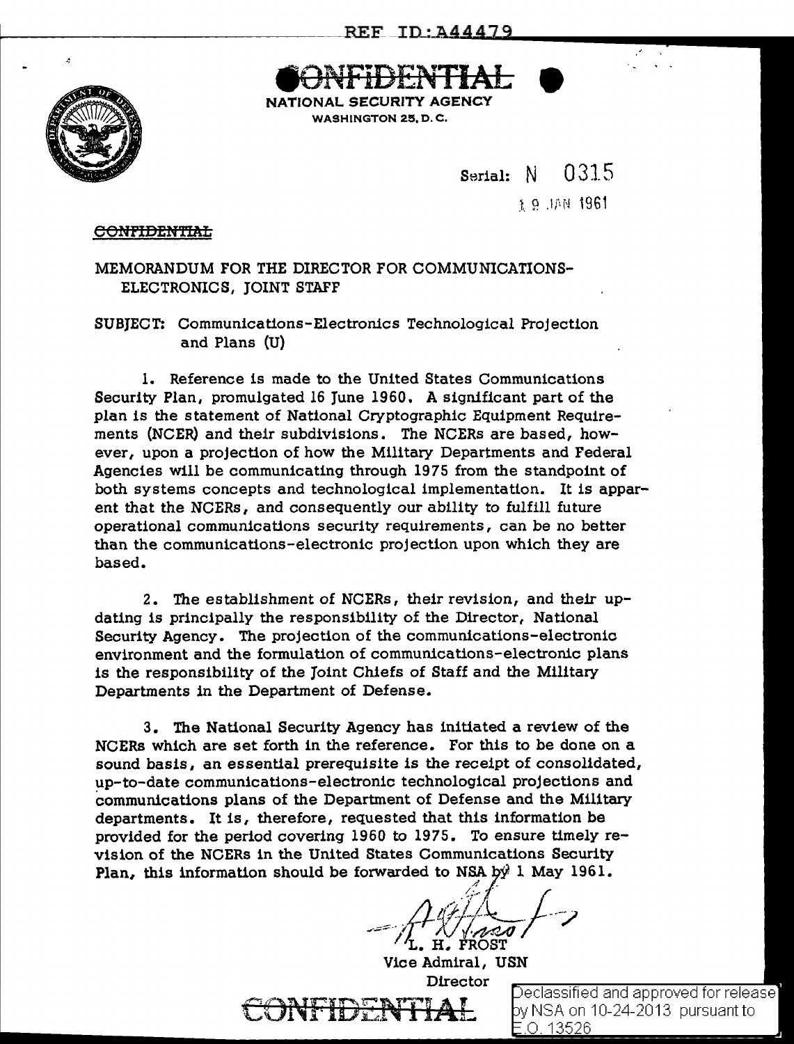REF ID:A44479

CONFIDENTIAL

NATIONAL SECURITY AGENCY
WASHINGTON 25, D. C.

Serial: N 0315

19 JAN 1961

~~CONFIDENTIAL~~

MEMORANDUM FOR THE DIRECTOR FOR COMMUNICATIONS-ELECTRONICS, JOINT STAFF

SUBJECT: Communications-Electronics Technological Projection and Plans (U)

1. Reference is made to the United States Communications Security Plan, promulgated 16 June 1960. A significant part of the plan is the statement of National Cryptographic Equipment Requirements (NCER) and their subdivisions. The NCERs are based, however, upon a projection of how the Military Departments and Federal Agencies will be communicating through 1975 from the standpoint of both systems concepts and technological implementation. It is apparent that the NCERs, and consequently our ability to fulfill future operational communications security requirements, can be no better than the communications-electronic projection upon which they are based.

2. The establishment of NCERs, their revision, and their updating is principally the responsibility of the Director, National Security Agency. The projection of the communications-electronic environment and the formulation of communications-electronic plans is the responsibility of the Joint Chiefs of Staff and the Military Departments in the Department of Defense.

3. The National Security Agency has initiated a review of the NCERs which are set forth in the reference. For this to be done on a sound basis, an essential prerequisite is the receipt of consolidated, up-to-date communications-electronic technological projections and communications plans of the Department of Defense and the Military departments. It is, therefore, requested that this information be provided for the period covering 1960 to 1975. To ensure timely revision of the NCERs in the United States Communications Security Plan, this information should be forwarded to NSA by 1 May 1961.

L. H. FROST
Vice Admiral, USN
Director

CONFIDENTIAL

Declassified and approved for release by NSA on 10-24-2013 pursuant to E.O. 13526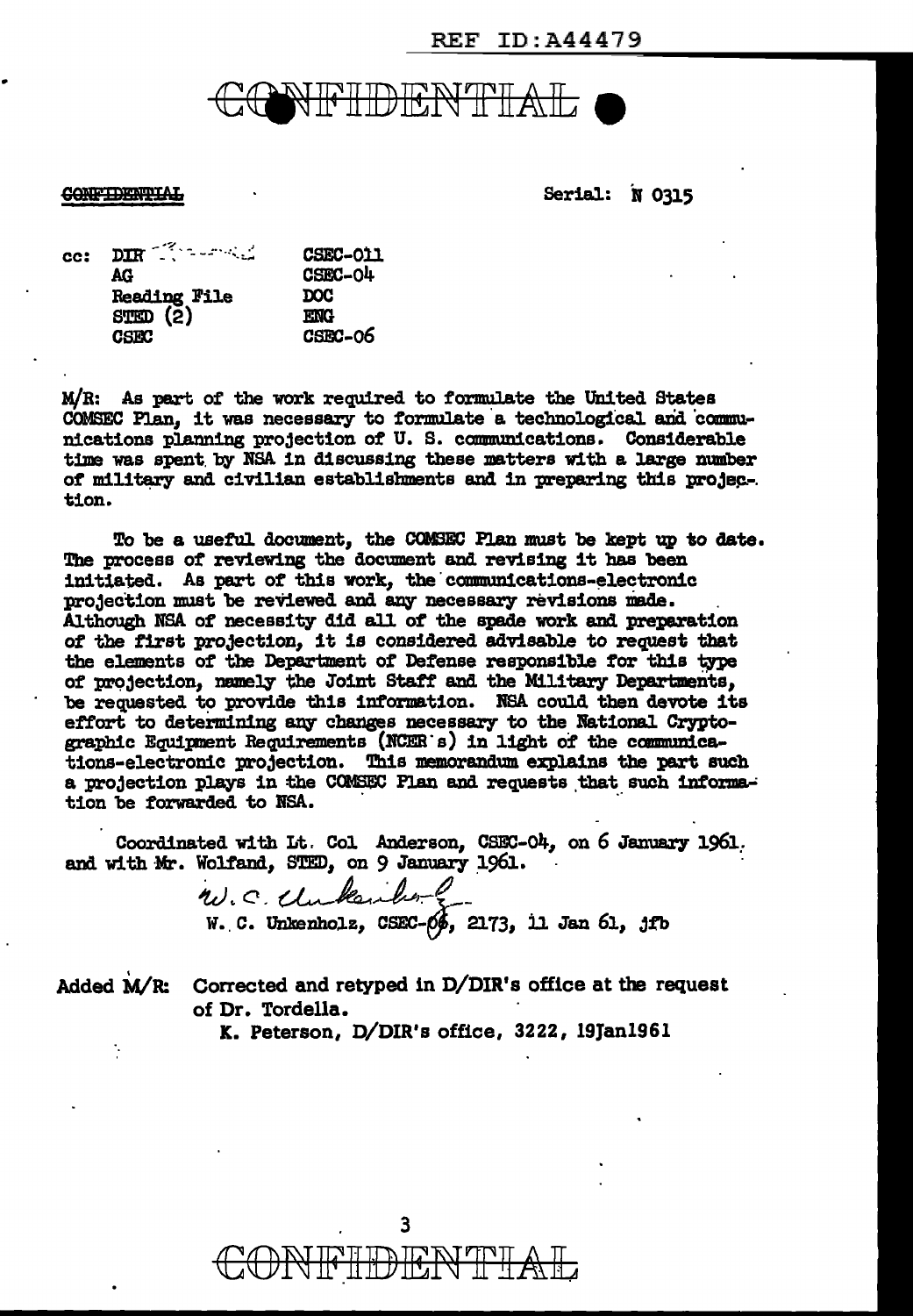CONFIDENTIAL

~~CONFIDENTIAL~~ Serial: N 0315

cc: DIR

| | |
|---|---|
| AG | CSEC-011 |
| Reading File | CSEC-04 |
| STED (2) | DOC |
| CSEC | ENG |
| | CSEC-06 |

M/R: As part of the work required to formulate the United States COMSEC Plan, it was necessary to formulate a technological and communications planning projection of U. S. communications. Considerable time was spent by NSA in discussing these matters with a large number of military and civilian establishments and in preparing this projection.

To be a useful document, the COMSEC Plan must be kept up to date. The process of reviewing the document and revising it has been initiated. As part of this work, the communications-electronic projection must be reviewed and any necessary revisions made. Although NSA of necessity did all of the spade work and preparation of the first projection, it is considered advisable to request that the elements of the Department of Defense responsible for this type of projection, namely the Joint Staff and the Military Departments, be requested to provide this information. NSA could then devote its effort to determining any changes necessary to the National Cryptographic Equipment Requirements (NCER's) in light of the communications-electronic projection. This memorandum explains the part such a projection plays in the COMSEC Plan and requests that such information be forwarded to NSA.

Coordinated with Lt. Col Anderson, CSEC-04, on 6 January 1961. and with Mr. Wolfand, STED, on 9 January 1961.

W. C. Unkenholz

W. C. Unkenholz, CSEC-06, 2173, 11 Jan 61, jfb

Added M/R: Corrected and retyped in D/DIR's office at the request of Dr. Tordella.

K. Peterson, D/DIR's office, 3222, 19Jan1961

CONFIDENTIAL